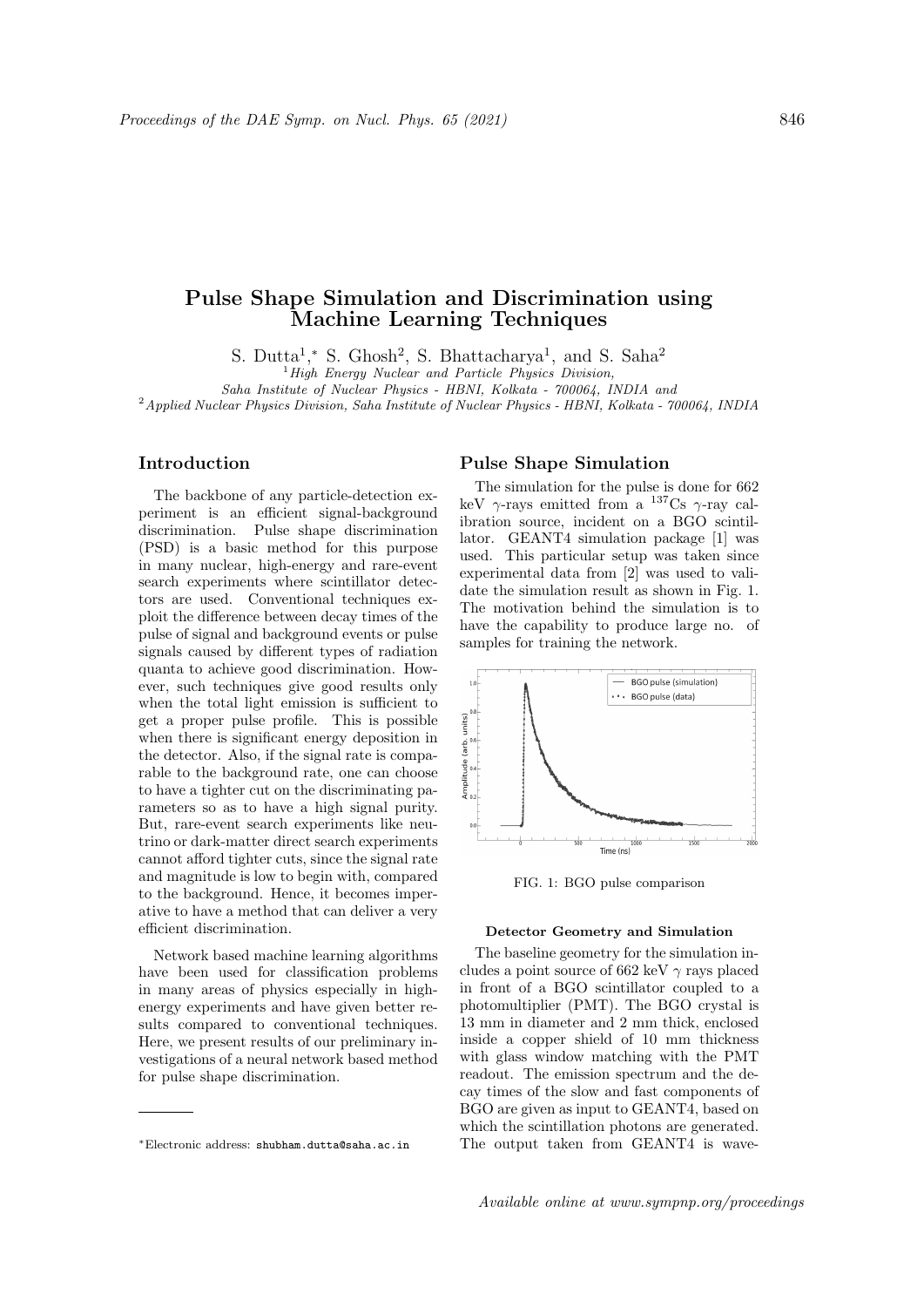# Pulse Shape Simulation and Discrimination using Machine Learning Techniques

S. Dutta[1],*, S. Ghosh[2], S. Bhattacharya[1], and S. Saha[2]

[1] *High Energy Nuclear and Particle Physics Division, Saha Institute of Nuclear Physics - HBNI, Kolkata - 700064, INDIA and*
[2] *Applied Nuclear Physics Division, Saha Institute of Nuclear Physics - HBNI, Kolkata - 700064, INDIA*

## Introduction

The backbone of any particle-detection experiment is an efficient signal-background discrimination. Pulse shape discrimination (PSD) is a basic method for this purpose in many nuclear, high-energy and rare-event search experiments where scintillator detectors are used. Conventional techniques exploit the difference between decay times of the pulse of signal and background events or pulse signals caused by different types of radiation quanta to achieve good discrimination. However, such techniques give good results only when the total light emission is sufficient to get a proper pulse profile. This is possible when there is significant energy deposition in the detector. Also, if the signal rate is comparable to the background rate, one can choose to have a tighter cut on the discriminating parameters so as to have a high signal purity. But, rare-event search experiments like neutrino or dark-matter direct search experiments cannot afford tighter cuts, since the signal rate and magnitude is low to begin with, compared to the background. Hence, it becomes imperative to have a method that can deliver a very efficient discrimination.

Network based machine learning algorithms have been used for classification problems in many areas of physics especially in high-energy experiments and have given better results compared to conventional techniques. Here, we present results of our preliminary investigations of a neural network based method for pulse shape discrimination.

## Pulse Shape Simulation

The simulation for the pulse is done for 662 keV $\gamma$-rays emitted from a $^{137}$Cs $\gamma$-ray calibration source, incident on a BGO scintillator. GEANT4 simulation package [1] was used. This particular setup was taken since experimental data from [2] was used to validate the simulation result as shown in Fig. 1. The motivation behind the simulation is to have the capability to produce large no. of samples for training the network.

FIG. 1: BGO pulse comparison

### Detector Geometry and Simulation

The baseline geometry for the simulation includes a point source of 662 keV $\gamma$ rays placed in front of a BGO scintillator coupled to a photomultiplier (PMT). The BGO crystal is 13 mm in diameter and 2 mm thick, enclosed inside a copper shield of 10 mm thickness with glass window matching with the PMT readout. The emission spectrum and the decay times of the slow and fast components of BGO are given as input to GEANT4, based on which the scintillation photons are generated. The output taken from GEANT4 is wave-

*Electronic address: shubham.dutta@saha.ac.in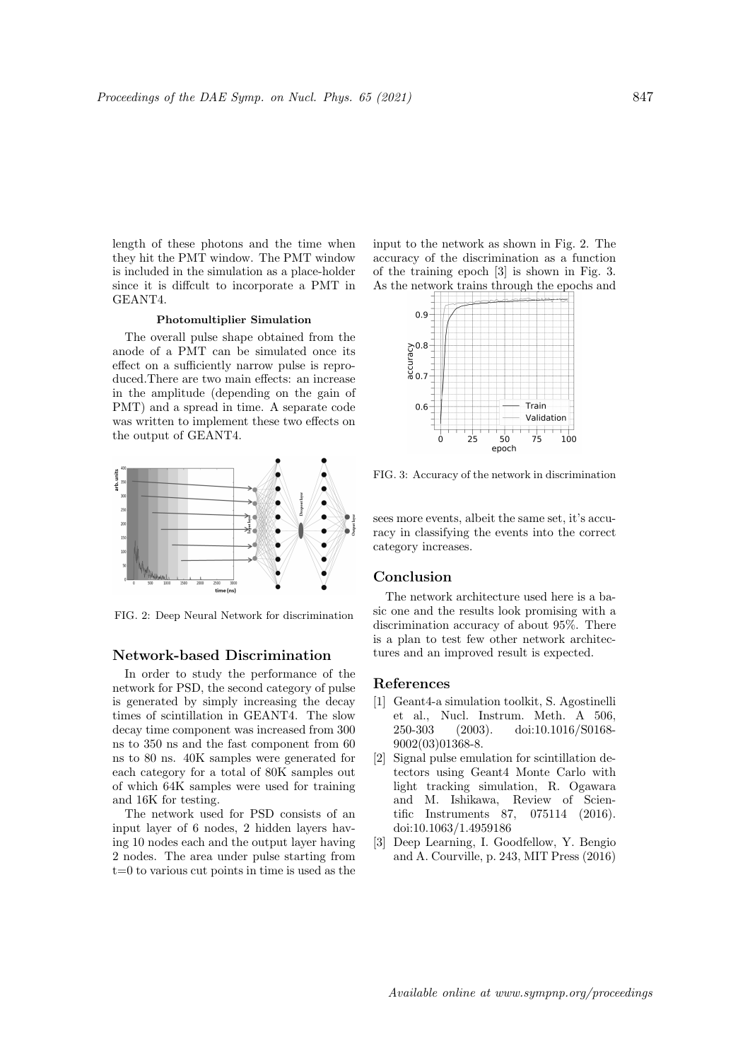length of these photons and the time when they hit the PMT window. The PMT window is included in the simulation as a place-holder since it is diffcult to incorporate a PMT in GEANT4.

#### Photomultiplier Simulation

The overall pulse shape obtained from the anode of a PMT can be simulated once its effect on a sufficiently narrow pulse is reproduced.There are two main effects: an increase in the amplitude (depending on the gain of PMT) and a spread in time. A separate code was written to implement these two effects on the output of GEANT4.

FIG. 2: Deep Neural Network for discrimination

## Network-based Discrimination

In order to study the performance of the network for PSD, the second category of pulse is generated by simply increasing the decay times of scintillation in GEANT4. The slow decay time component was increased from 300 ns to 350 ns and the fast component from 60 ns to 80 ns. 40K samples were generated for each category for a total of 80K samples out of which 64K samples were used for training and 16K for testing.

The network used for PSD consists of an input layer of 6 nodes, 2 hidden layers having 10 nodes each and the output layer having 2 nodes. The area under pulse starting from t=0 to various cut points in time is used as the input to the network as shown in Fig. 2. The accuracy of the discrimination as a function of the training epoch [3] is shown in Fig. 3. As the network trains through the epochs and sees more events, albeit the same set, it's accuracy in classifying the events into the correct category increases.

FIG. 3: Accuracy of the network in discrimination

## Conclusion

The network architecture used here is a basic one and the results look promising with a discrimination accuracy of about 95%. There is a plan to test few other network architectures and an improved result is expected.

## References

[1] Geant4-a simulation toolkit, S. Agostinelli et al., Nucl. Instrum. Meth. A 506, 250-303 (2003). doi:10.1016/S0168-9002(03)01368-8.

[2] Signal pulse emulation for scintillation detectors using Geant4 Monte Carlo with light tracking simulation, R. Ogawara and M. Ishikawa, Review of Scientific Instruments 87, 075114 (2016). doi:10.1063/1.4959186

[3] Deep Learning, I. Goodfellow, Y. Bengio and A. Courville, p. 243, MIT Press (2016)